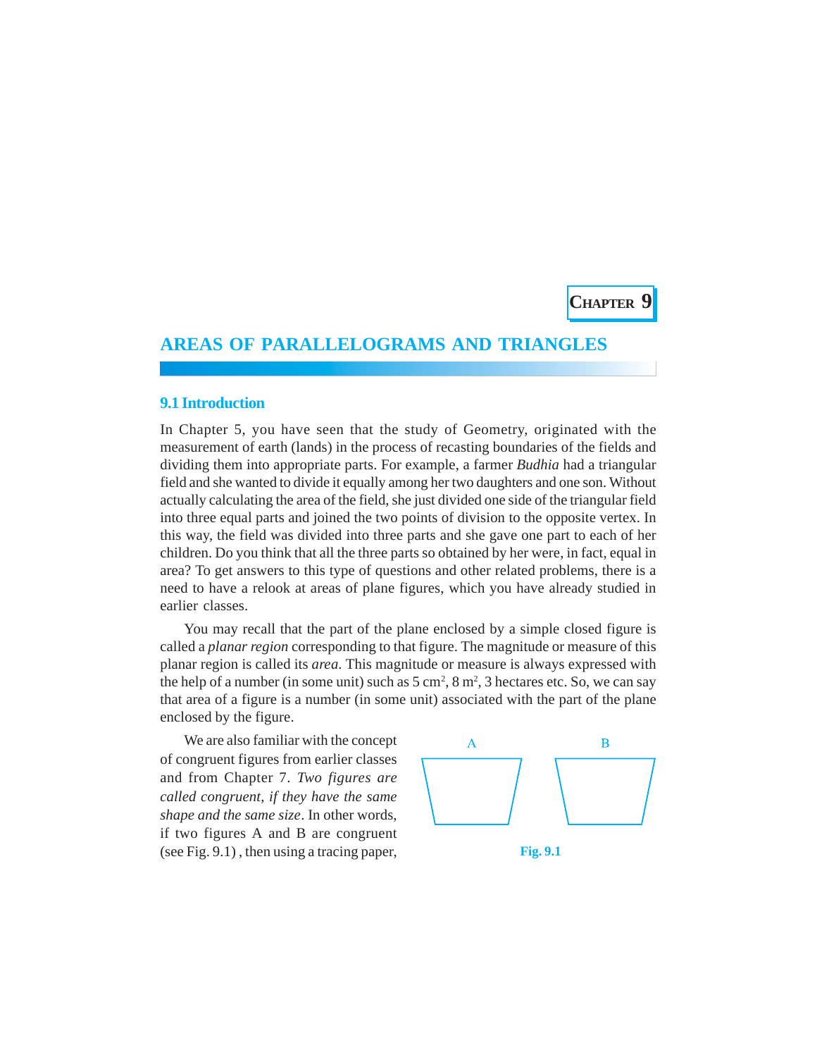CHAPTER 9

# AREAS OF PARALLELOGRAMS AND TRIANGLES

## 9.1 Introduction

In Chapter 5, you have seen that the study of Geometry, originated with the measurement of earth (lands) in the process of recasting boundaries of the fields and dividing them into appropriate parts. For example, a farmer *Budhia* had a triangular field and she wanted to divide it equally among her two daughters and one son. Without actually calculating the area of the field, she just divided one side of the triangular field into three equal parts and joined the two points of division to the opposite vertex. In this way, the field was divided into three parts and she gave one part to each of her children. Do you think that all the three parts so obtained by her were, in fact, equal in area? To get answers to this type of questions and other related problems, there is a need to have a relook at areas of plane figures, which you have already studied in earlier classes.

You may recall that the part of the plane enclosed by a simple closed figure is called a *planar region* corresponding to that figure. The magnitude or measure of this planar region is called its *area*. This magnitude or measure is always expressed with the help of a number (in some unit) such as 5 $cm^2$, 8 $m^2$, 3 hectares etc. So, we can say that area of a figure is a number (in some unit) associated with the part of the plane enclosed by the figure.

We are also familiar with the concept of congruent figures from earlier classes and from Chapter 7. *Two figures are called congruent, if they have the same shape and the same size*. In other words, if two figures A and B are congruent (see Fig. 9.1) , then using a tracing paper,

A

B

Fig. 9.1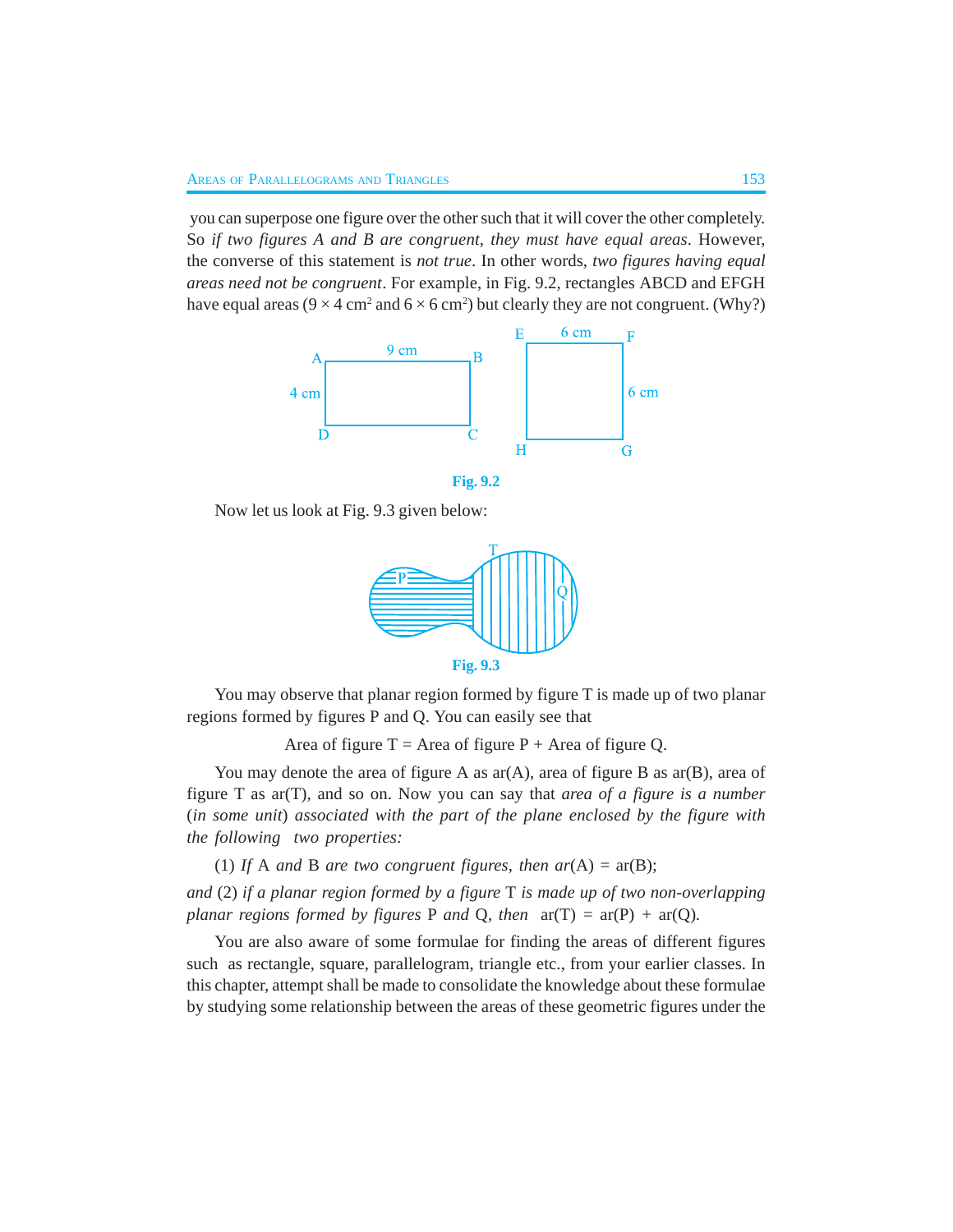you can superpose one figure over the other such that it will cover the other completely. So *if two figures A and B are congruent, they must have equal areas*. However, the converse of this statement is *not true*. In other words, *two figures having equal areas need not be congruent*. For example, in Fig. 9.2, rectangles ABCD and EFGH have equal areas ($9 \times 4$ cm$^2$ and $6 \times 6$ cm$^2$) but clearly they are not congruent. (Why?)

**Fig. 9.2**

Now let us look at Fig. 9.3 given below:

**Fig. 9.3**

You may observe that planar region formed by figure T is made up of two planar regions formed by figures P and Q. You can easily see that

Area of figure T = Area of figure P + Area of figure Q.

You may denote the area of figure A as ar(A), area of figure B as ar(B), area of figure T as ar(T), and so on. Now you can say that *area of a figure is a number* (*in some unit*) *associated with the part of the plane enclosed by the figure with the following two properties:*

(1) *If* A *and* B *are two congruent figures, then ar*(A) = ar(B);

*and* (2) *if a planar region formed by a figure* T *is made up of two non-overlapping planar regions formed by figures* P *and* Q, *then* ar(T) = ar(P) + ar(Q).

You are also aware of some formulae for finding the areas of different figures such as rectangle, square, parallelogram, triangle etc., from your earlier classes. In this chapter, attempt shall be made to consolidate the knowledge about these formulae by studying some relationship between the areas of these geometric figures under the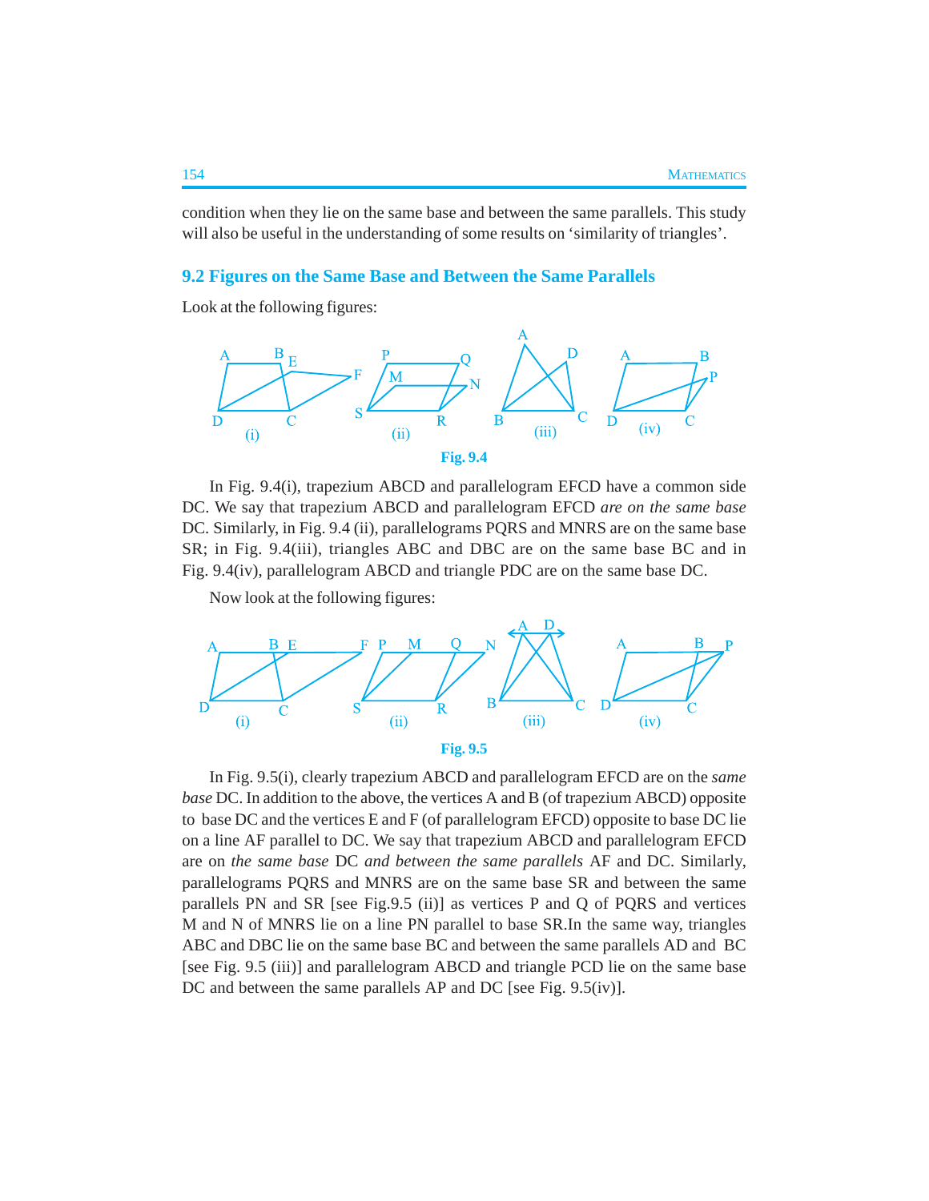condition when they lie on the same base and between the same parallels. This study will also be useful in the understanding of some results on 'similarity of triangles'.

## 9.2 Figures on the Same Base and Between the Same Parallels

Look at the following figures:

Fig. 9.4

In Fig. 9.4(i), trapezium ABCD and parallelogram EFCD have a common side DC. We say that trapezium ABCD and parallelogram EFCD *are on the same base* DC. Similarly, in Fig. 9.4 (ii), parallelograms PQRS and MNRS are on the same base SR; in Fig. 9.4(iii), triangles ABC and DBC are on the same base BC and in Fig. 9.4(iv), parallelogram ABCD and triangle PDC are on the same base DC.

Now look at the following figures:

Fig. 9.5

In Fig. 9.5(i), clearly trapezium ABCD and parallelogram EFCD are on the *same base* DC. In addition to the above, the vertices A and B (of trapezium ABCD) opposite to base DC and the vertices E and F (of parallelogram EFCD) opposite to base DC lie on a line AF parallel to DC. We say that trapezium ABCD and parallelogram EFCD are on *the same base* DC *and between the same parallels* AF and DC. Similarly, parallelograms PQRS and MNRS are on the same base SR and between the same parallels PN and SR [see Fig.9.5 (ii)] as vertices P and Q of PQRS and vertices M and N of MNRS lie on a line PN parallel to base SR.In the same way, triangles ABC and DBC lie on the same base BC and between the same parallels AD and BC [see Fig. 9.5 (iii)] and parallelogram ABCD and triangle PCD lie on the same base DC and between the same parallels AP and DC [see Fig. 9.5(iv)].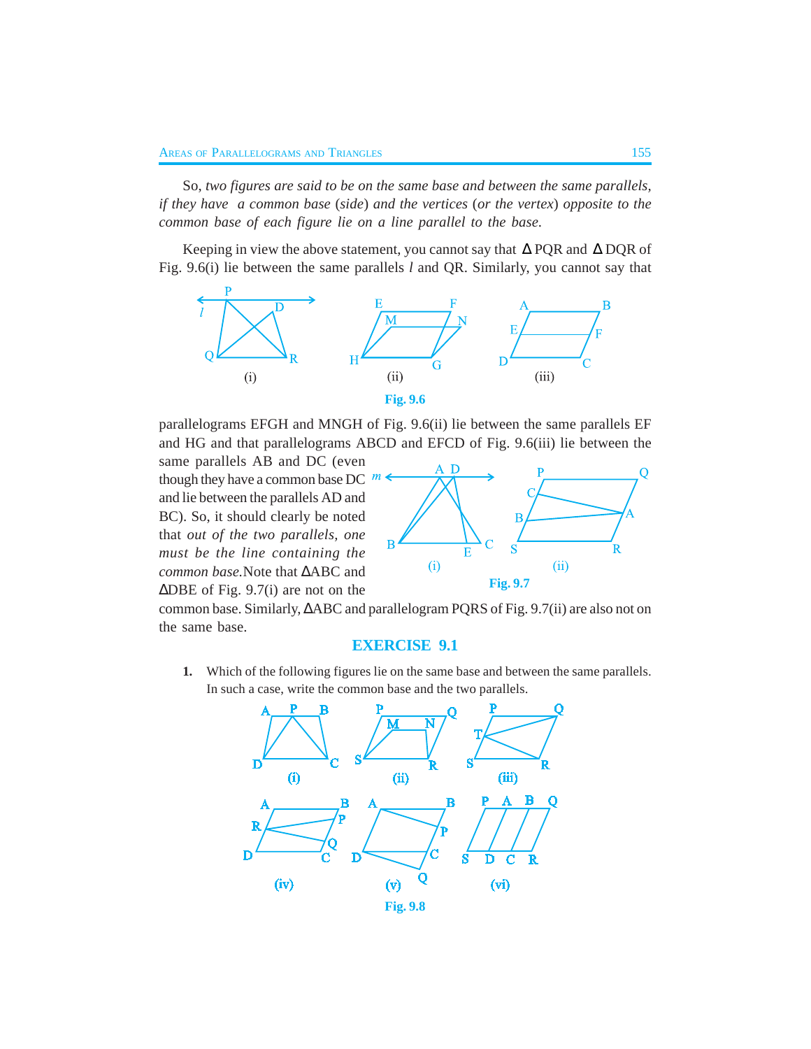So, *two figures are said to be on the same base and between the same parallels, if they have a common base (side) and the vertices (or the vertex) opposite to the common base of each figure lie on a line parallel to the base.*

Keeping in view the above statement, you cannot say that Δ PQR and Δ DQR of Fig. 9.6(i) lie between the same parallels *l* and QR. Similarly, you cannot say that parallelograms EFGH and MNGH of Fig. 9.6(ii) lie between the same parallels EF and HG and that parallelograms ABCD and EFCD of Fig. 9.6(iii) lie between the same parallels AB and DC (even though they have a common base DC and lie between the parallels AD and BC). So, it should clearly be noted that *out of the two parallels, one must be the line containing the common base.* Note that ΔABC and ΔDBE of Fig. 9.7(i) are not on the common base. Similarly, ΔABC and parallelogram PQRS of Fig. 9.7(ii) are also not on the same base.

**Fig. 9.6**

**Fig. 9.7**

## EXERCISE 9.1

1. Which of the following figures lie on the same base and between the same parallels. In such a case, write the common base and the two parallels.

**Fig. 9.8**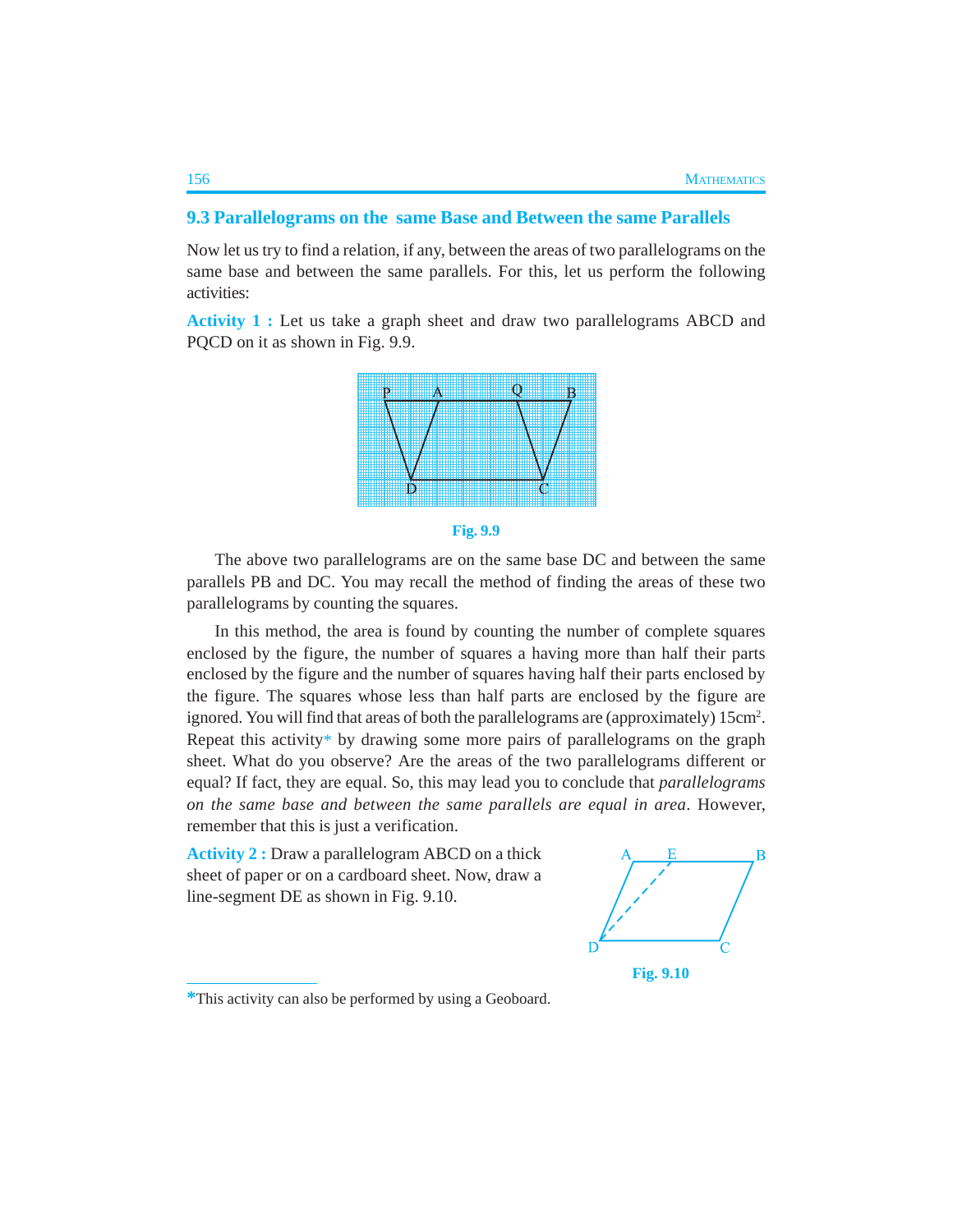## 9.3 Parallelograms on the same Base and Between the same Parallels

Now let us try to find a relation, if any, between the areas of two parallelograms on the same base and between the same parallels. For this, let us perform the following activities:

**Activity 1 :** Let us take a graph sheet and draw two parallelograms ABCD and PQCD on it as shown in Fig. 9.9.

**Fig. 9.9**

The above two parallelograms are on the same base DC and between the same parallels PB and DC. You may recall the method of finding the areas of these two parallelograms by counting the squares.

In this method, the area is found by counting the number of complete squares enclosed by the figure, the number of squares a having more than half their parts enclosed by the figure and the number of squares having half their parts enclosed by the figure. The squares whose less than half parts are enclosed by the figure are ignored. You will find that areas of both the parallelograms are (approximately) 15cm². Repeat this activity* by drawing some more pairs of parallelograms on the graph sheet. What do you observe? Are the areas of the two parallelograms different or equal? If fact, they are equal. So, this may lead you to conclude that *parallelograms on the same base and between the same parallels are equal in area*. However, remember that this is just a verification.

**Activity 2 :** Draw a parallelogram ABCD on a thick sheet of paper or on a cardboard sheet. Now, draw a line-segment DE as shown in Fig. 9.10.

**Fig. 9.10**

*This activity can also be performed by using a Geoboard.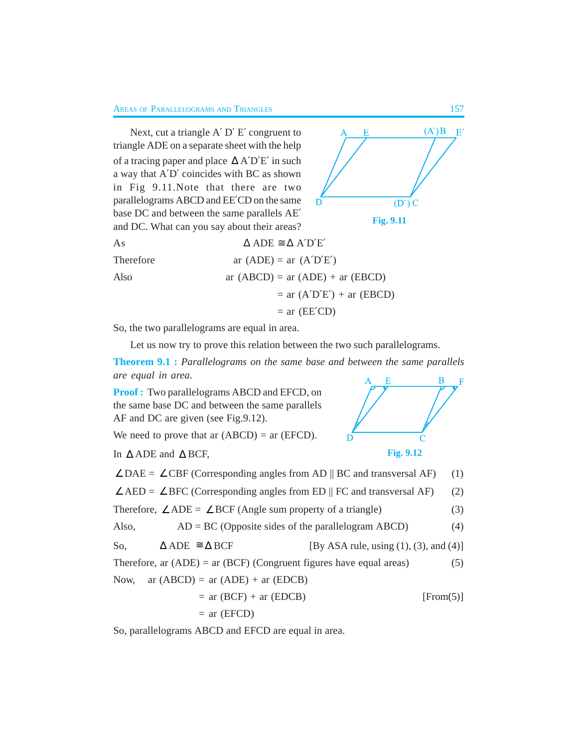Next, cut a triangle A′ D′ E′ congruent to triangle ADE on a separate sheet with the help of a tracing paper and place Δ A′D′E′ in such a way that A′D′ coincides with BC as shown in Fig 9.11.Note that there are two parallelograms ABCD and EE′CD on the same base DC and between the same parallels AE′ and DC. What can you say about their areas?

Fig. 9.11

As $\Delta$ ADE $\cong \Delta$ A′D′E′

Therefore ar (ADE) = ar (A′D′E′)

Also ar (ABCD) = ar (ADE) + ar (EBCD)

= ar (A′D′E′) + ar (EBCD)

= ar (EE′CD)

So, the two parallelograms are equal in area.

Let us now try to prove this relation between the two such parallelograms.

**Theorem 9.1 :** *Parallelograms on the same base and between the same parallels are equal in area.*

**Proof :** Two parallelograms ABCD and EFCD, on the same base DC and between the same parallels AF and DC are given (see Fig.9.12).

We need to prove that ar (ABCD) = ar (EFCD).

Fig. 9.12

In $\Delta$ ADE and $\Delta$ BCF,

$\angle$DAE = $\angle$CBF (Corresponding angles from AD || BC and transversal AF) (1)

$\angle$AED = $\angle$BFC (Corresponding angles from ED || FC and transversal AF) (2)

Therefore, $\angle$ADE = $\angle$BCF (Angle sum property of a triangle) (3)

Also, AD = BC (Opposite sides of the parallelogram ABCD) (4)

So, $\Delta$ ADE $\cong \Delta$ BCF [By ASA rule, using (1), (3), and (4)]

Therefore, ar (ADE) = ar (BCF) (Congruent figures have equal areas) (5)

Now, ar (ABCD) = ar (ADE) + ar (EDCB)

= ar (BCF) + ar (EDCB) [From(5)]

= ar (EFCD)

So, parallelograms ABCD and EFCD are equal in area.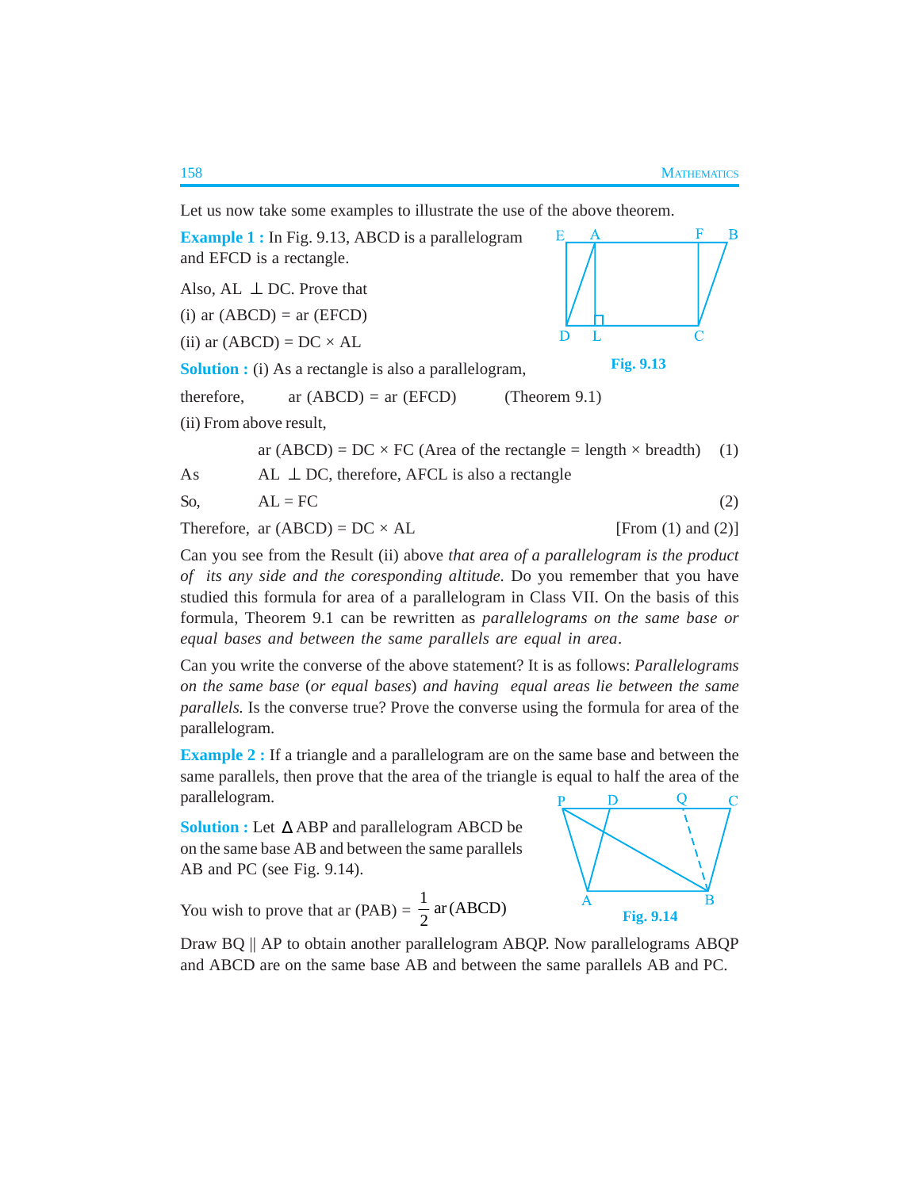Let us now take some examples to illustrate the use of the above theorem.

**Example 1 :** In Fig. 9.13, ABCD is a parallelogram and EFCD is a rectangle.

Also, AL $\perp$ DC. Prove that

(i) ar (ABCD) = ar (EFCD)

(ii) ar (ABCD) = DC × AL

Fig. 9.13

**Solution :** (i) As a rectangle is also a parallelogram,

therefore, ar (ABCD) = ar (EFCD) (Theorem 9.1)

(ii) From above result,

ar (ABCD) = DC × FC (Area of the rectangle = length × breadth) (1)

As AL $\perp$ DC, therefore, AFCL is also a rectangle

So, AL = FC (2)

Therefore, ar (ABCD) = DC × AL [From (1) and (2)]

Can you see from the Result (ii) above *that area of a parallelogram is the product of its any side and the coresponding altitude.* Do you remember that you have studied this formula for area of a parallelogram in Class VII. On the basis of this formula, Theorem 9.1 can be rewritten as *parallelograms on the same base or equal bases and between the same parallels are equal in area*.

Can you write the converse of the above statement? It is as follows: *Parallelograms on the same base* (*or equal bases*) *and having equal areas lie between the same parallels.* Is the converse true? Prove the converse using the formula for area of the parallelogram.

**Example 2 :** If a triangle and a parallelogram are on the same base and between the same parallels, then prove that the area of the triangle is equal to half the area of the parallelogram.

**Solution :** Let $\Delta$ ABP and parallelogram ABCD be on the same base AB and between the same parallels AB and PC (see Fig. 9.14).

You wish to prove that ar (PAB) = $\frac{1}{2}$ ar (ABCD)

Fig. 9.14

Draw BQ || AP to obtain another parallelogram ABQP. Now parallelograms ABQP and ABCD are on the same base AB and between the same parallels AB and PC.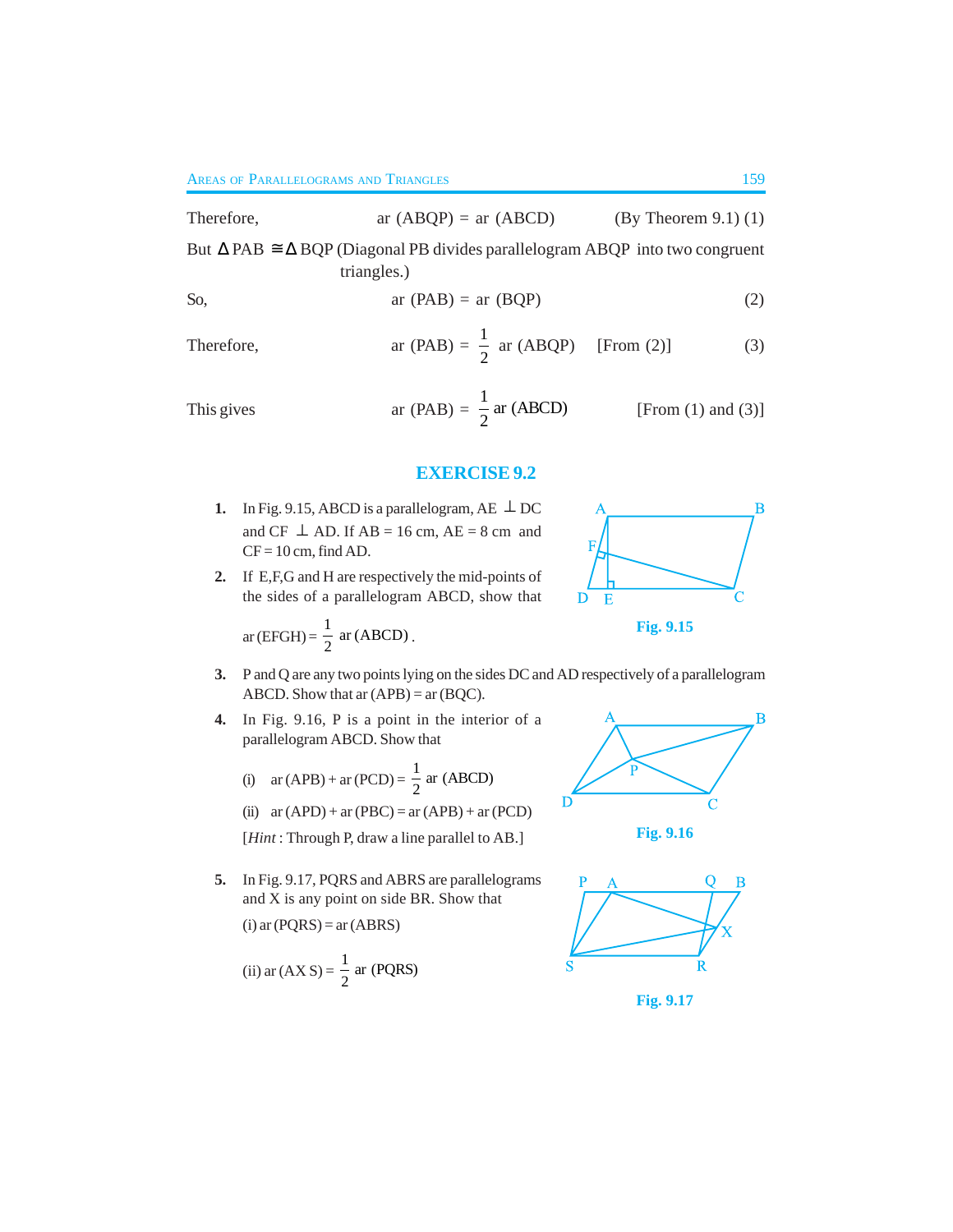Therefore, $\quad$ ar (ABQP) = ar (ABCD) $\quad$ (By Theorem 9.1) (1)

But $\Delta$ PAB $\cong \Delta$ BQP (Diagonal PB divides parallelogram ABQP into two congruent triangles.)

So, $\quad$ ar (PAB) = ar (BQP) $\quad$ (2)

Therefore, $\quad$ ar (PAB) = $\frac{1}{2}$ ar (ABQP) $\quad$ [From (2)] $\quad$ (3)

This gives $\quad$ ar (PAB) = $\frac{1}{2}$ ar (ABCD) $\quad$ [From (1) and (3)]

## EXERCISE 9.2

1. In Fig. 9.15, ABCD is a parallelogram, AE $\perp$ DC and CF $\perp$ AD. If AB = 16 cm, AE = 8 cm and CF = 10 cm, find AD.

Fig. 9.15

2. If E,F,G and H are respectively the mid-points of the sides of a parallelogram ABCD, show that

   ar (EFGH) = $\frac{1}{2}$ ar (ABCD).

3. P and Q are any two points lying on the sides DC and AD respectively of a parallelogram ABCD. Show that ar (APB) = ar (BQC).

4. In Fig. 9.16, P is a point in the interior of a parallelogram ABCD. Show that

   (i) ar (APB) + ar (PCD) = $\frac{1}{2}$ ar (ABCD)

   (ii) ar (APD) + ar (PBC) = ar (APB) + ar (PCD)

   [*Hint* : Through P, draw a line parallel to AB.]

Fig. 9.16

5. In Fig. 9.17, PQRS and ABRS are parallelograms and X is any point on side BR. Show that

   (i) ar (PQRS) = ar (ABRS)

   (ii) ar (AX S) = $\frac{1}{2}$ ar (PQRS)

Fig. 9.17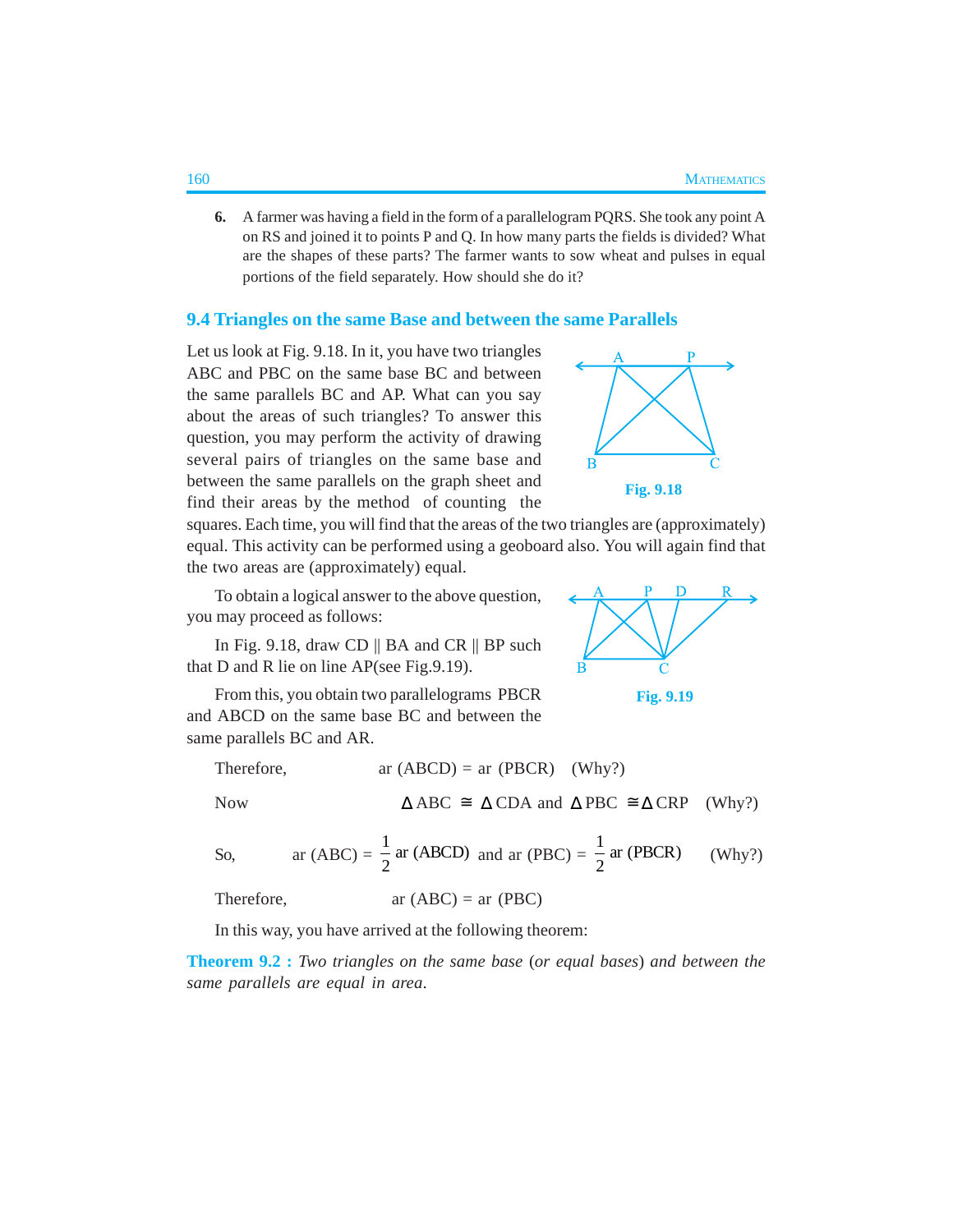6. A farmer was having a field in the form of a parallelogram PQRS. She took any point A on RS and joined it to points P and Q. In how many parts the fields is divided? What are the shapes of these parts? The farmer wants to sow wheat and pulses in equal portions of the field separately. How should she do it?

## 9.4 Triangles on the same Base and between the same Parallels

Let us look at Fig. 9.18. In it, you have two triangles ABC and PBC on the same base BC and between the same parallels BC and AP. What can you say about the areas of such triangles? To answer this question, you may perform the activity of drawing several pairs of triangles on the same base and between the same parallels on the graph sheet and find their areas by the method of counting the squares. Each time, you will find that the areas of the two triangles are (approximately) equal. This activity can be performed using a geoboard also. You will again find that the two areas are (approximately) equal.

**Fig. 9.18**

To obtain a logical answer to the above question, you may proceed as follows:

In Fig. 9.18, draw CD || BA and CR || BP such that D and R lie on line AP(see Fig.9.19).

**Fig. 9.19**

From this, you obtain two parallelograms PBCR and ABCD on the same base BC and between the same parallels BC and AR.

Therefore, ar (ABCD) = ar (PBCR) (Why?)

Now $\Delta$ ABC $\cong$ $\Delta$ CDA and $\Delta$ PBC $\cong$ $\Delta$ CRP (Why?)

So, ar (ABC) = $\frac{1}{2}$ ar (ABCD) and ar (PBC) = $\frac{1}{2}$ ar (PBCR) (Why?)

Therefore, ar (ABC) = ar (PBC)

In this way, you have arrived at the following theorem:

**Theorem 9.2 :** *Two triangles on the same base (or equal bases) and between the same parallels are equal in area.*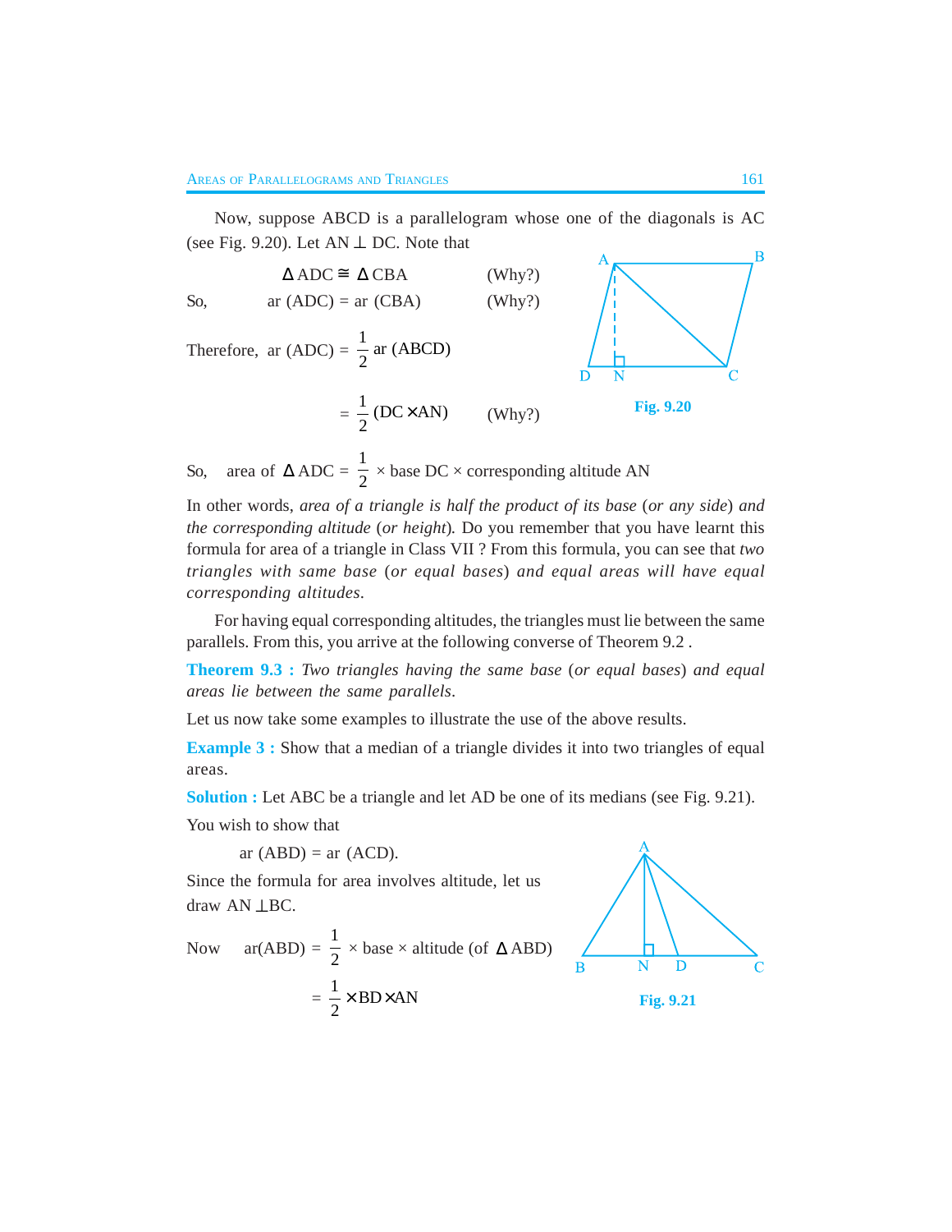Now, suppose ABCD is a parallelogram whose one of the diagonals is AC (see Fig. 9.20). Let AN ⊥ DC. Note that

$$\Delta \text{ADC} \cong \Delta \text{CBA} \qquad \text{(Why?)}$$

So, $\quad \text{ar (ADC)} = \text{ar (CBA)} \qquad \text{(Why?)}$

Therefore, $\quad \text{ar (ADC)} = \frac{1}{2} \text{ ar (ABCD)}$

$$= \frac{1}{2} (\text{DC} \times \text{AN}) \qquad \text{(Why?)}$$

Fig. 9.20

So, $\quad$ area of $\Delta$ ADC $= \frac{1}{2} \times$ base DC $\times$ corresponding altitude AN

In other words, *area of a triangle is half the product of its base* (*or any side*) *and the corresponding altitude* (*or height*). Do you remember that you have learnt this formula for area of a triangle in Class VII ? From this formula, you can see that *two triangles with same base* (*or equal bases*) *and equal areas will have equal corresponding altitudes*.

For having equal corresponding altitudes, the triangles must lie between the same parallels. From this, you arrive at the following converse of Theorem 9.2 .

**Theorem 9.3 :** *Two triangles having the same base* (*or equal bases*) *and equal areas lie between the same parallels.*

Let us now take some examples to illustrate the use of the above results.

**Example 3 :** Show that a median of a triangle divides it into two triangles of equal areas.

**Solution :** Let ABC be a triangle and let AD be one of its medians (see Fig. 9.21).

You wish to show that

$$\text{ar (ABD)} = \text{ar (ACD)}.$$

Since the formula for area involves altitude, let us draw AN ⊥ BC.

Now $\quad \text{ar(ABD)} = \frac{1}{2} \times$ base $\times$ altitude (of $\Delta$ ABD)

$$= \frac{1}{2} \times \text{BD} \times \text{AN}$$

Fig. 9.21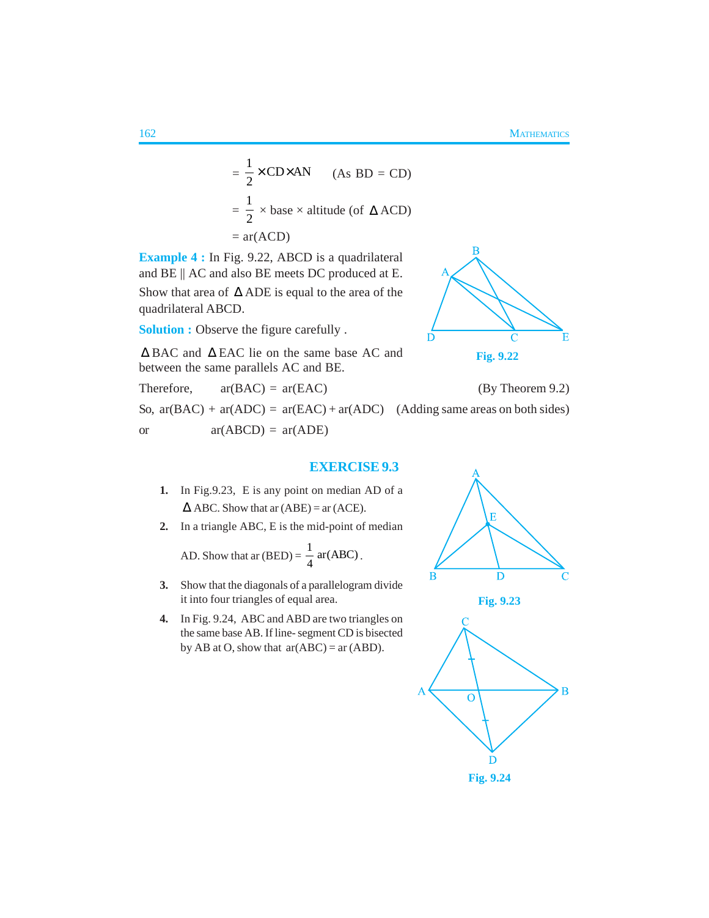$$= \frac{1}{2} \times CD \times AN \qquad \text{(As BD = CD)}$$

$$= \frac{1}{2} \times \text{base} \times \text{altitude (of } \Delta \text{ACD)}$$

$$= \text{ar(ACD)}$$

**Example 4 :** In Fig. 9.22, ABCD is a quadrilateral and BE || AC and also BE meets DC produced at E. Show that area of $\Delta$ ADE is equal to the area of the quadrilateral ABCD.

**Solution :** Observe the figure carefully .

Fig. 9.22

$\Delta$BAC and $\Delta$EAC lie on the same base AC and between the same parallels AC and BE.

Therefore, ar(BAC) = ar(EAC) (By Theorem 9.2)

So, ar(BAC) + ar(ADC) = ar(EAC) + ar(ADC) (Adding same areas on both sides)

or ar(ABCD) = ar(ADE)

## EXERCISE 9.3

1. In Fig.9.23, E is any point on median AD of a $\Delta$ ABC. Show that ar (ABE) = ar (ACE).

   Fig. 9.23

2. In a triangle ABC, E is the mid-point of median AD. Show that ar (BED) = $\frac{1}{4}$ ar(ABC).

3. Show that the diagonals of a parallelogram divide it into four triangles of equal area.

4. In Fig. 9.24, ABC and ABD are two triangles on the same base AB. If line- segment CD is bisected by AB at O, show that ar(ABC) = ar (ABD).

   Fig. 9.24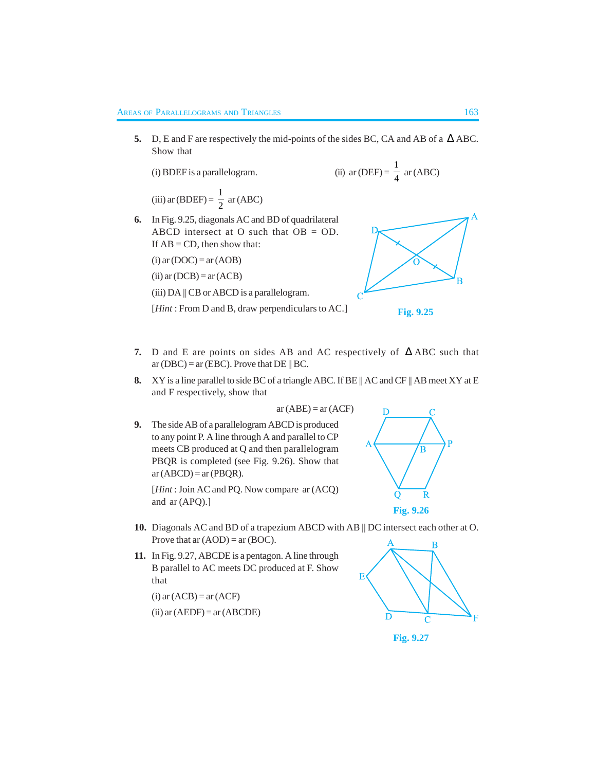**5.** D, E and F are respectively the mid-points of the sides BC, CA and AB of a $\Delta$ABC. Show that

(i) BDEF is a parallelogram. (ii) ar (DEF) = $\frac{1}{4}$ ar (ABC)

(iii) ar (BDEF) = $\frac{1}{2}$ ar (ABC)

**6.** In Fig. 9.25, diagonals AC and BD of quadrilateral ABCD intersect at O such that OB = OD. If AB = CD, then show that:

(i) ar (DOC) = ar (AOB)

(ii) ar (DCB) = ar (ACB)

(iii) DA || CB or ABCD is a parallelogram.

[*Hint* : From D and B, draw perpendiculars to AC.]

**Fig. 9.25**

**7.** D and E are points on sides AB and AC respectively of $\Delta$ABC such that ar (DBC) = ar (EBC). Prove that DE || BC.

**8.** XY is a line parallel to side BC of a triangle ABC. If BE || AC and CF || AB meet XY at E and F respectively, show that

ar (ABE) = ar (ACF)

**9.** The side AB of a parallelogram ABCD is produced to any point P. A line through A and parallel to CP meets CB produced at Q and then parallelogram PBQR is completed (see Fig. 9.26). Show that ar (ABCD) = ar (PBQR).

[*Hint* : Join AC and PQ. Now compare ar (ACQ) and ar (APQ).]

**Fig. 9.26**

**10.** Diagonals AC and BD of a trapezium ABCD with AB || DC intersect each other at O. Prove that ar (AOD) = ar (BOC).

**11.** In Fig. 9.27, ABCDE is a pentagon. A line through B parallel to AC meets DC produced at F. Show that

(i) ar (ACB) = ar (ACF)

(ii) ar (AEDF) = ar (ABCDE)

**Fig. 9.27**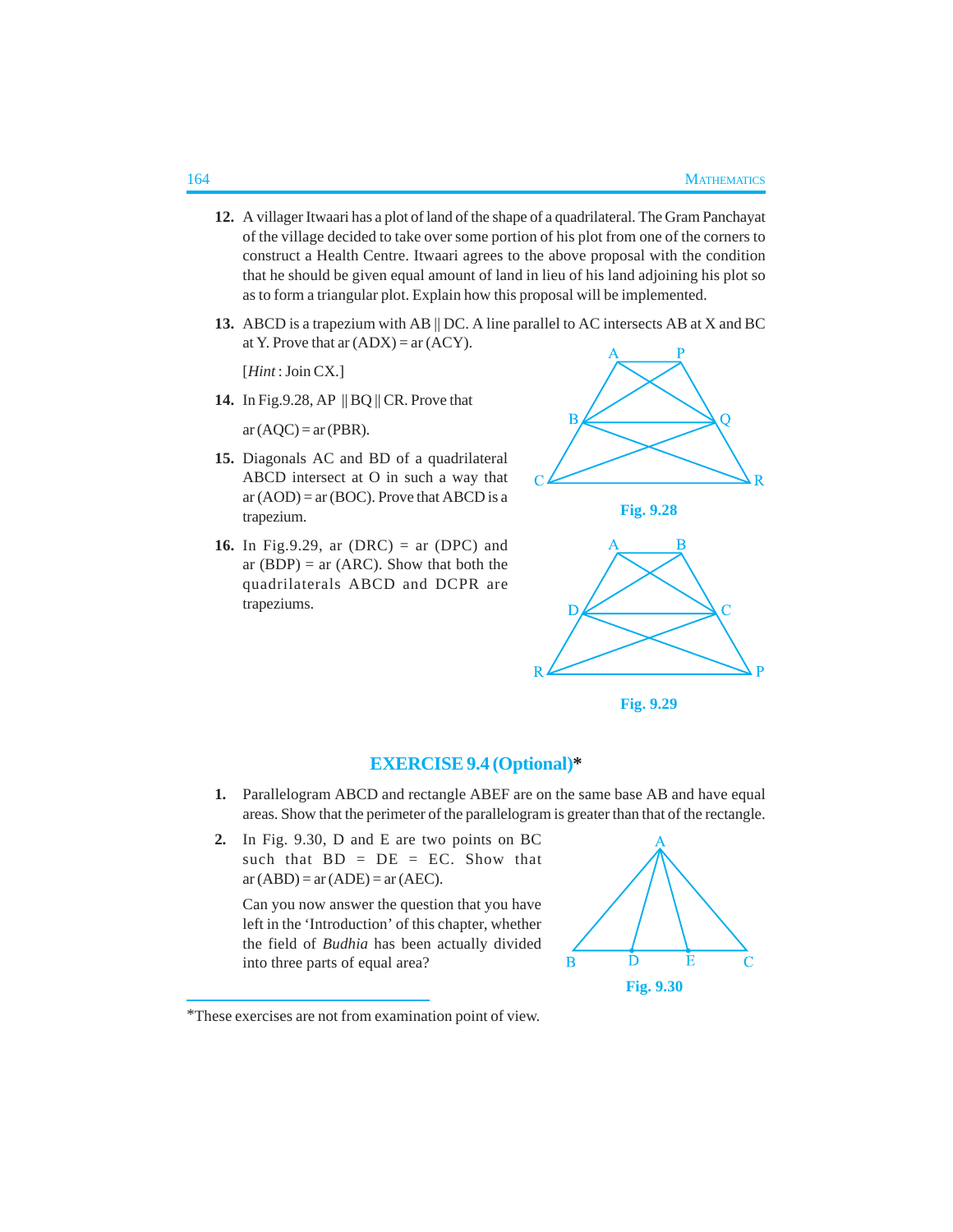12. A villager Itwaari has a plot of land of the shape of a quadrilateral. The Gram Panchayat of the village decided to take over some portion of his plot from one of the corners to construct a Health Centre. Itwaari agrees to the above proposal with the condition that he should be given equal amount of land in lieu of his land adjoining his plot so as to form a triangular plot. Explain how this proposal will be implemented.

13. ABCD is a trapezium with AB || DC. A line parallel to AC intersects AB at X and BC at Y. Prove that ar (ADX) = ar (ACY).

    [*Hint* : Join CX.]

14. In Fig.9.28, AP || BQ || CR. Prove that

    ar (AQC) = ar (PBR).

Fig. 9.28

15. Diagonals AC and BD of a quadrilateral ABCD intersect at O in such a way that ar (AOD) = ar (BOC). Prove that ABCD is a trapezium.

16. In Fig.9.29, ar (DRC) = ar (DPC) and ar (BDP) = ar (ARC). Show that both the quadrilaterals ABCD and DCPR are trapeziums.

Fig. 9.29

## EXERCISE 9.4 (Optional)*

1. Parallelogram ABCD and rectangle ABEF are on the same base AB and have equal areas. Show that the perimeter of the parallelogram is greater than that of the rectangle.

2. In Fig. 9.30, D and E are two points on BC such that BD = DE = EC. Show that ar (ABD) = ar (ADE) = ar (AEC).

   Can you now answer the question that you have left in the 'Introduction' of this chapter, whether the field of *Budhia* has been actually divided into three parts of equal area?

Fig. 9.30

*These exercises are not from examination point of view.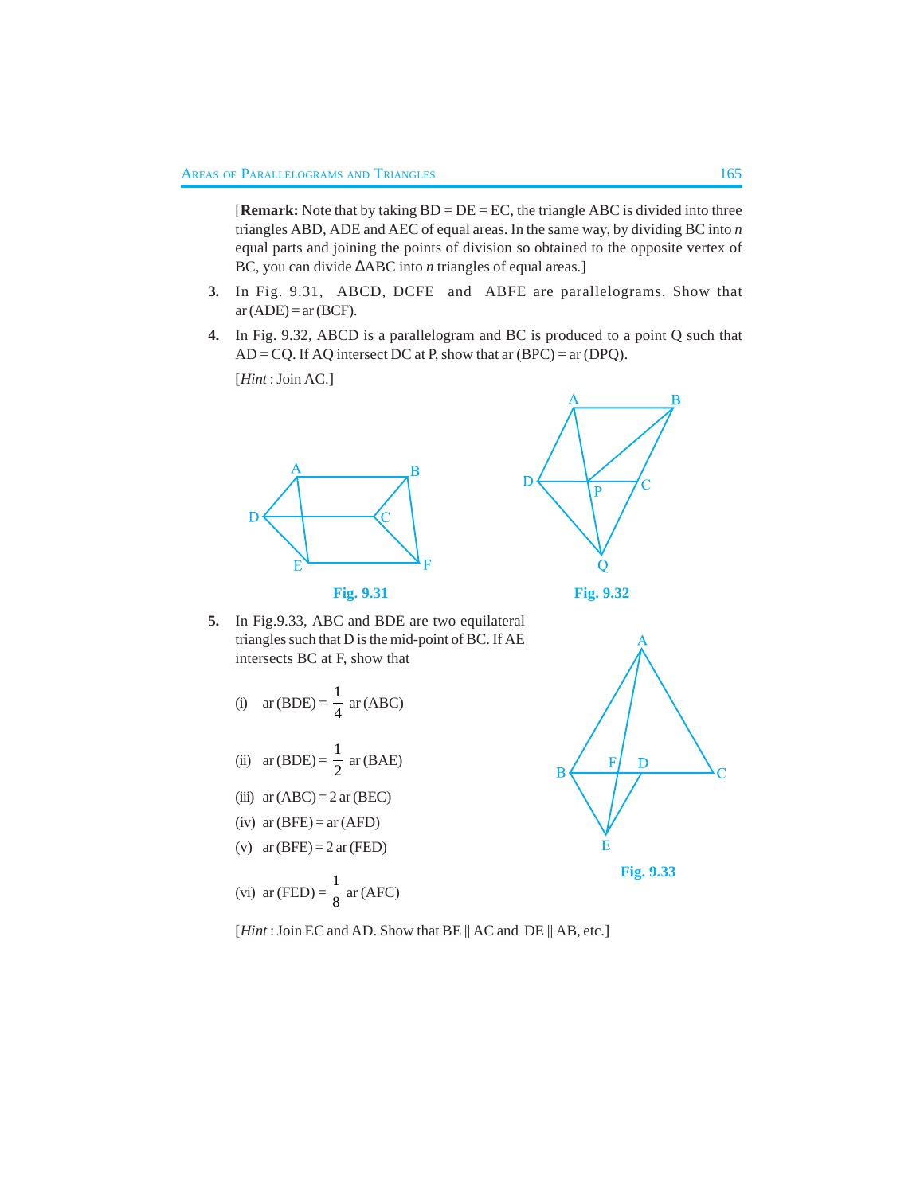[**Remark:** Note that by taking BD = DE = EC, the triangle ABC is divided into three triangles ABD, ADE and AEC of equal areas. In the same way, by dividing BC into $n$ equal parts and joining the points of division so obtained to the opposite vertex of BC, you can divide $\Delta$ABC into $n$ triangles of equal areas.]

**3.** In Fig. 9.31, ABCD, DCFE and ABFE are parallelograms. Show that ar (ADE) = ar (BCF).

**4.** In Fig. 9.32, ABCD is a parallelogram and BC is produced to a point Q such that AD = CQ. If AQ intersect DC at P, show that ar (BPC) = ar (DPQ).

[*Hint* : Join AC.]

**Fig. 9.31**

**Fig. 9.32**

**5.** In Fig.9.33, ABC and BDE are two equilateral triangles such that D is the mid-point of BC. If AE intersects BC at F, show that

(i) ar (BDE) = $\frac{1}{4}$ ar (ABC)

(ii) ar (BDE) = $\frac{1}{2}$ ar (BAE)

(iii) ar (ABC) = 2 ar (BEC)

(iv) ar (BFE) = ar (AFD)

(v) ar (BFE) = 2 ar (FED)

(vi) ar (FED) = $\frac{1}{8}$ ar (AFC)

**Fig. 9.33**

[*Hint* : Join EC and AD. Show that BE || AC and DE || AB, etc.]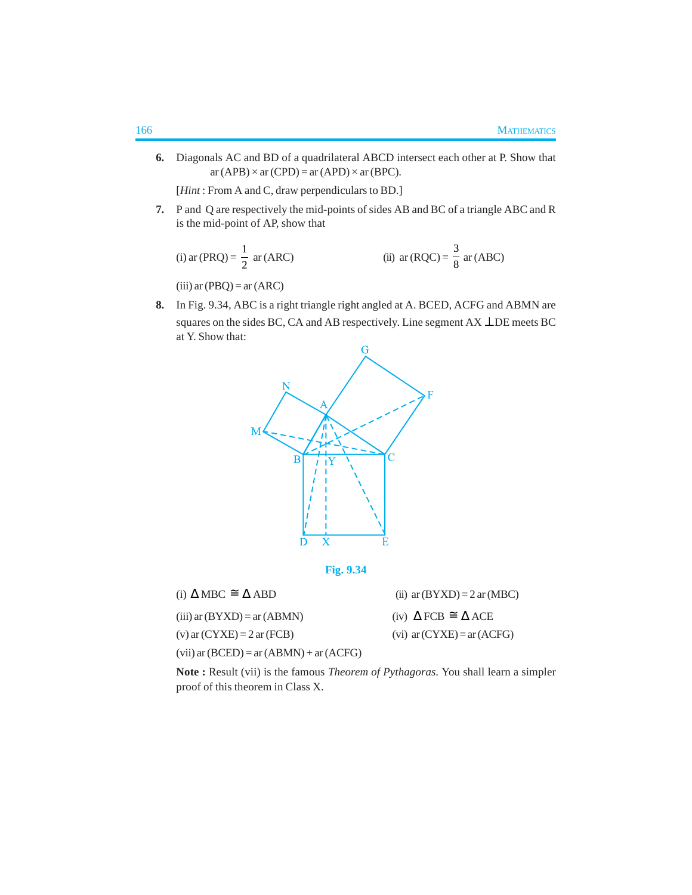6. Diagonals AC and BD of a quadrilateral ABCD intersect each other at P. Show that

   ar (APB) × ar (CPD) = ar (APD) × ar (BPC).

   [*Hint* : From A and C, draw perpendiculars to BD.]

7. P and Q are respectively the mid-points of sides AB and BC of a triangle ABC and R is the mid-point of AP, show that

   (i) ar (PRQ) = $\frac{1}{2}$ ar (ARC)

   (ii) ar (RQC) = $\frac{3}{8}$ ar (ABC)

   (iii) ar (PBQ) = ar (ARC)

8. In Fig. 9.34, ABC is a right triangle right angled at A. BCED, ACFG and ABMN are squares on the sides BC, CA and AB respectively. Line segment AX ⊥ DE meets BC at Y. Show that:

**Fig. 9.34**

   (i) $\Delta$ MBC ≅ $\Delta$ ABD

   (ii) ar (BYXD) = 2 ar (MBC)

   (iii) ar (BYXD) = ar (ABMN)

   (iv) $\Delta$ FCB ≅ $\Delta$ ACE

   (v) ar (CYXE) = 2 ar (FCB)

   (vi) ar (CYXE) = ar (ACFG)

   (vii) ar (BCED) = ar (ABMN) + ar (ACFG)

**Note :** Result (vii) is the famous *Theorem of Pythagoras.* You shall learn a simpler proof of this theorem in Class X.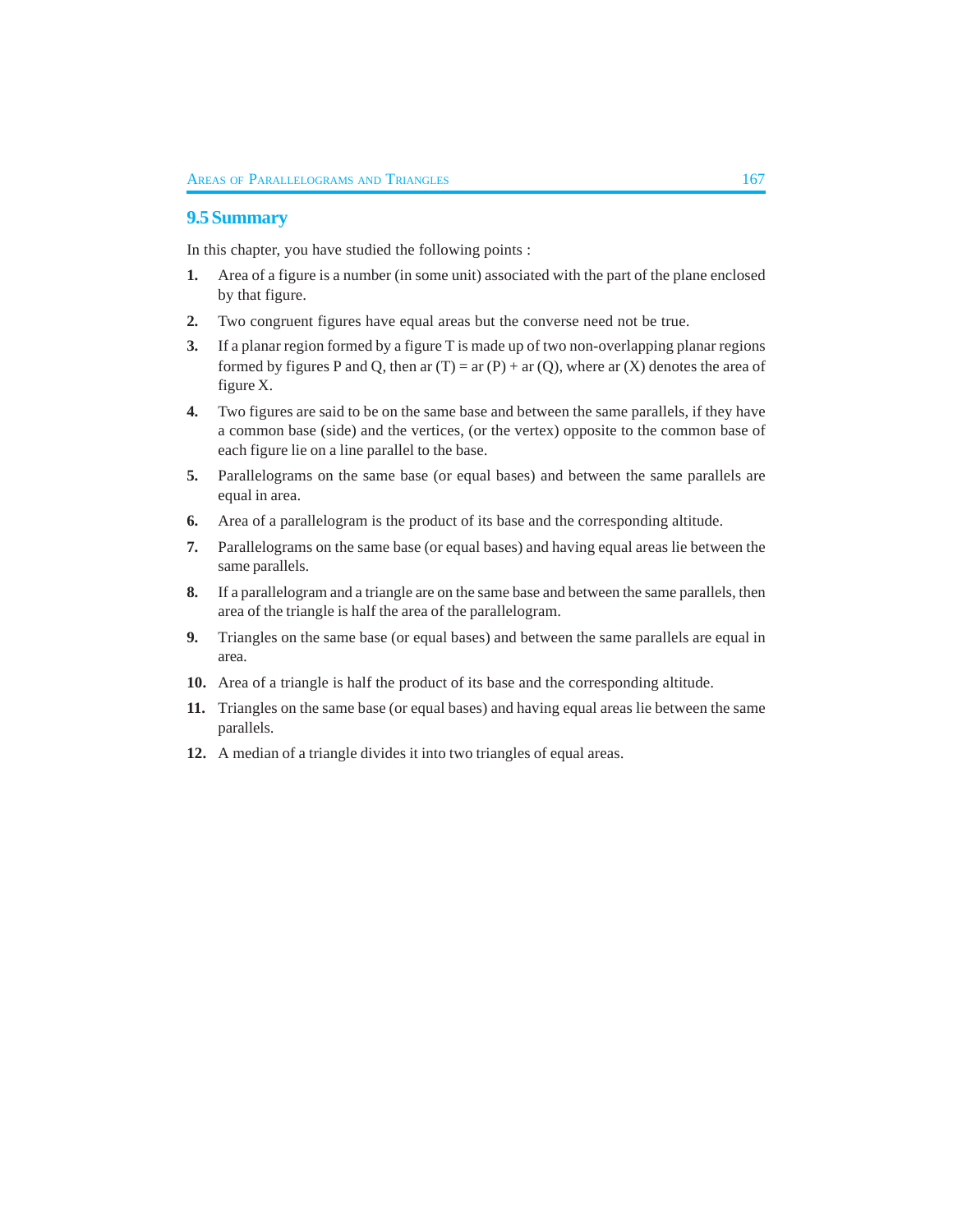## 9.5 Summary

In this chapter, you have studied the following points :

1. Area of a figure is a number (in some unit) associated with the part of the plane enclosed by that figure.
2. Two congruent figures have equal areas but the converse need not be true.
3. If a planar region formed by a figure T is made up of two non-overlapping planar regions formed by figures P and Q, then ar (T) = ar (P) + ar (Q), where ar (X) denotes the area of figure X.
4. Two figures are said to be on the same base and between the same parallels, if they have a common base (side) and the vertices, (or the vertex) opposite to the common base of each figure lie on a line parallel to the base.
5. Parallelograms on the same base (or equal bases) and between the same parallels are equal in area.
6. Area of a parallelogram is the product of its base and the corresponding altitude.
7. Parallelograms on the same base (or equal bases) and having equal areas lie between the same parallels.
8. If a parallelogram and a triangle are on the same base and between the same parallels, then area of the triangle is half the area of the parallelogram.
9. Triangles on the same base (or equal bases) and between the same parallels are equal in area.
10. Area of a triangle is half the product of its base and the corresponding altitude.
11. Triangles on the same base (or equal bases) and having equal areas lie between the same parallels.
12. A median of a triangle divides it into two triangles of equal areas.